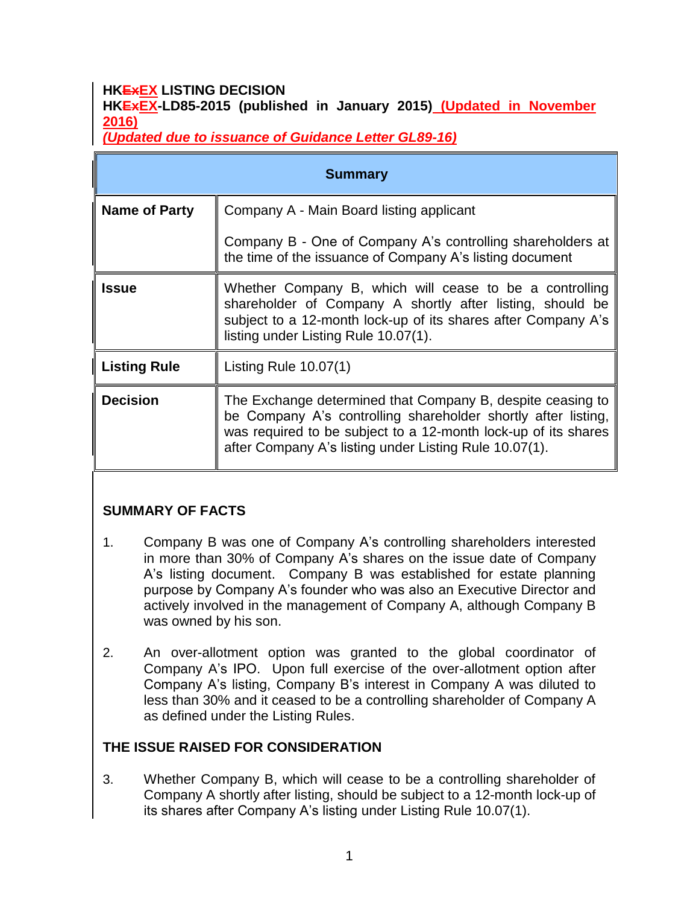**HK~~Ex~~EX LISTING DECISION**
**HK~~Ex~~EX-LD85-2015 (published in January 2015) (Updated in November 2016)**
***(Updated due to issuance of Guidance Letter GL89-16)***

| Summary | |
|---|---|
| **Name of Party** | Company A - Main Board listing applicant<br><br>Company B - One of Company A's controlling shareholders at the time of the issuance of Company A's listing document |
| **Issue** | Whether Company B, which will cease to be a controlling shareholder of Company A shortly after listing, should be subject to a 12-month lock-up of its shares after Company A's listing under Listing Rule 10.07(1). |
| **Listing Rule** | Listing Rule 10.07(1) |
| **Decision** | The Exchange determined that Company B, despite ceasing to be Company A's controlling shareholder shortly after listing, was required to be subject to a 12-month lock-up of its shares after Company A's listing under Listing Rule 10.07(1). |

**SUMMARY OF FACTS**

1. Company B was one of Company A's controlling shareholders interested in more than 30% of Company A's shares on the issue date of Company A's listing document. Company B was established for estate planning purpose by Company A's founder who was also an Executive Director and actively involved in the management of Company A, although Company B was owned by his son.

2. An over-allotment option was granted to the global coordinator of Company A's IPO. Upon full exercise of the over-allotment option after Company A's listing, Company B's interest in Company A was diluted to less than 30% and it ceased to be a controlling shareholder of Company A as defined under the Listing Rules.

**THE ISSUE RAISED FOR CONSIDERATION**

3. Whether Company B, which will cease to be a controlling shareholder of Company A shortly after listing, should be subject to a 12-month lock-up of its shares after Company A's listing under Listing Rule 10.07(1).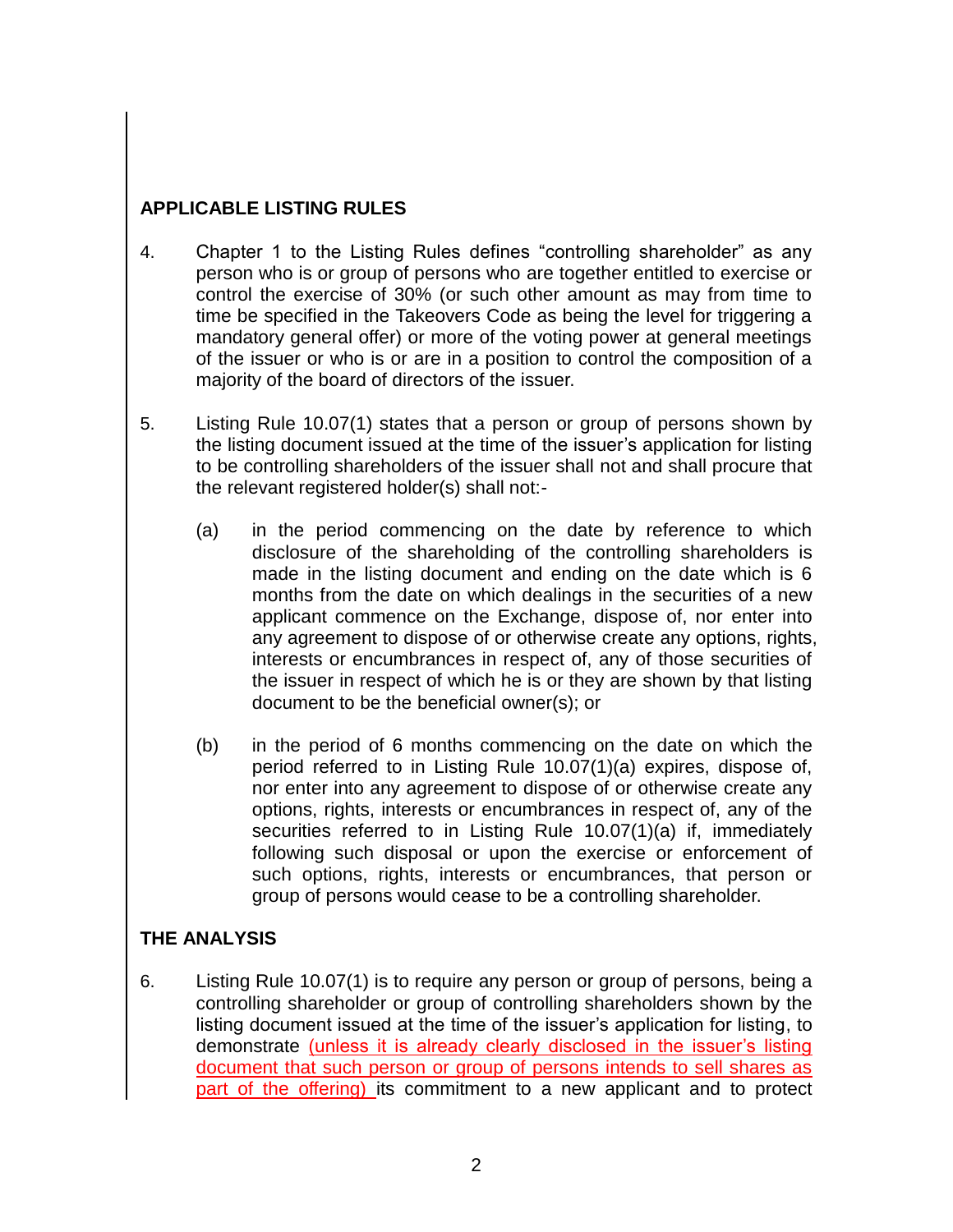## APPLICABLE LISTING RULES

4. Chapter 1 to the Listing Rules defines "controlling shareholder" as any person who is or group of persons who are together entitled to exercise or control the exercise of 30% (or such other amount as may from time to time be specified in the Takeovers Code as being the level for triggering a mandatory general offer) or more of the voting power at general meetings of the issuer or who is or are in a position to control the composition of a majority of the board of directors of the issuer.

5. Listing Rule 10.07(1) states that a person or group of persons shown by the listing document issued at the time of the issuer's application for listing to be controlling shareholders of the issuer shall not and shall procure that the relevant registered holder(s) shall not:-

   (a) in the period commencing on the date by reference to which disclosure of the shareholding of the controlling shareholders is made in the listing document and ending on the date which is 6 months from the date on which dealings in the securities of a new applicant commence on the Exchange, dispose of, nor enter into any agreement to dispose of or otherwise create any options, rights, interests or encumbrances in respect of, any of those securities of the issuer in respect of which he is or they are shown by that listing document to be the beneficial owner(s); or

   (b) in the period of 6 months commencing on the date on which the period referred to in Listing Rule 10.07(1)(a) expires, dispose of, nor enter into any agreement to dispose of or otherwise create any options, rights, interests or encumbrances in respect of, any of the securities referred to in Listing Rule 10.07(1)(a) if, immediately following such disposal or upon the exercise or enforcement of such options, rights, interests or encumbrances, that person or group of persons would cease to be a controlling shareholder.

## THE ANALYSIS

6. Listing Rule 10.07(1) is to require any person or group of persons, being a controlling shareholder or group of controlling shareholders shown by the listing document issued at the time of the issuer's application for listing, to demonstrate (unless it is already clearly disclosed in the issuer's listing document that such person or group of persons intends to sell shares as part of the offering) its commitment to a new applicant and to protect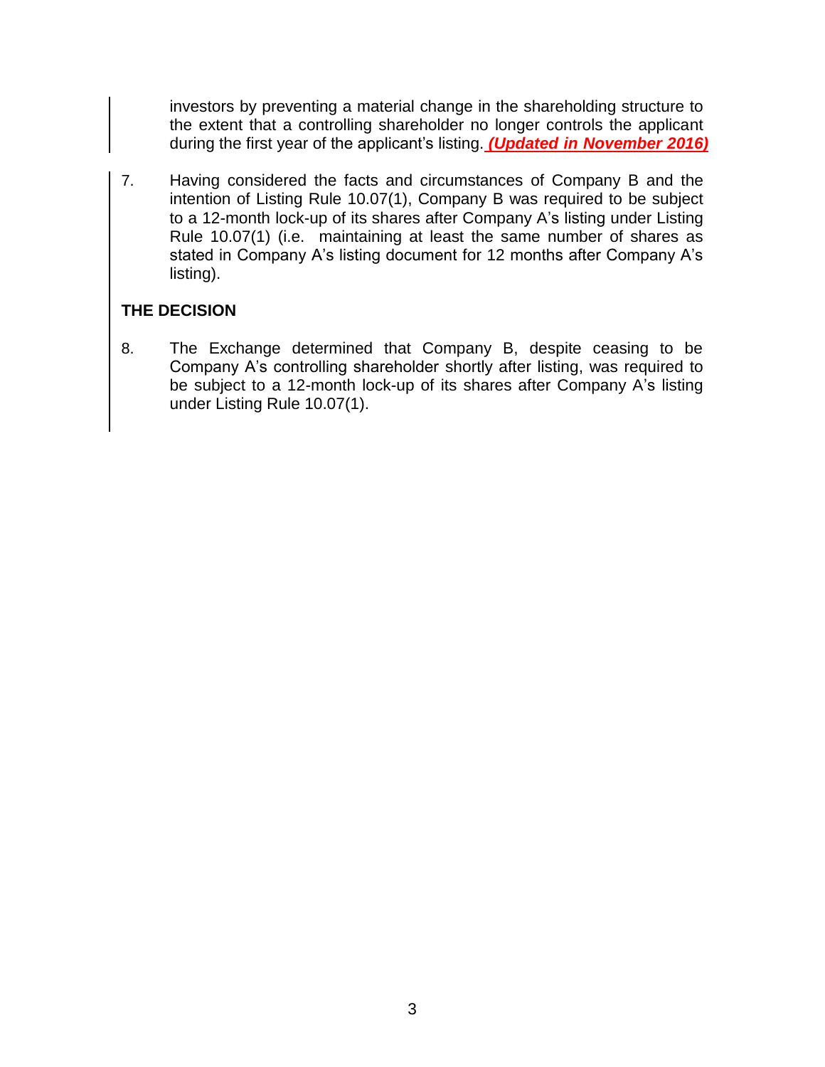investors by preventing a material change in the shareholding structure to the extent that a controlling shareholder no longer controls the applicant during the first year of the applicant's listing. ***(Updated in November 2016)***

7. Having considered the facts and circumstances of Company B and the intention of Listing Rule 10.07(1), Company B was required to be subject to a 12-month lock-up of its shares after Company A's listing under Listing Rule 10.07(1) (i.e. maintaining at least the same number of shares as stated in Company A's listing document for 12 months after Company A's listing).

## THE DECISION

8. The Exchange determined that Company B, despite ceasing to be Company A's controlling shareholder shortly after listing, was required to be subject to a 12-month lock-up of its shares after Company A's listing under Listing Rule 10.07(1).